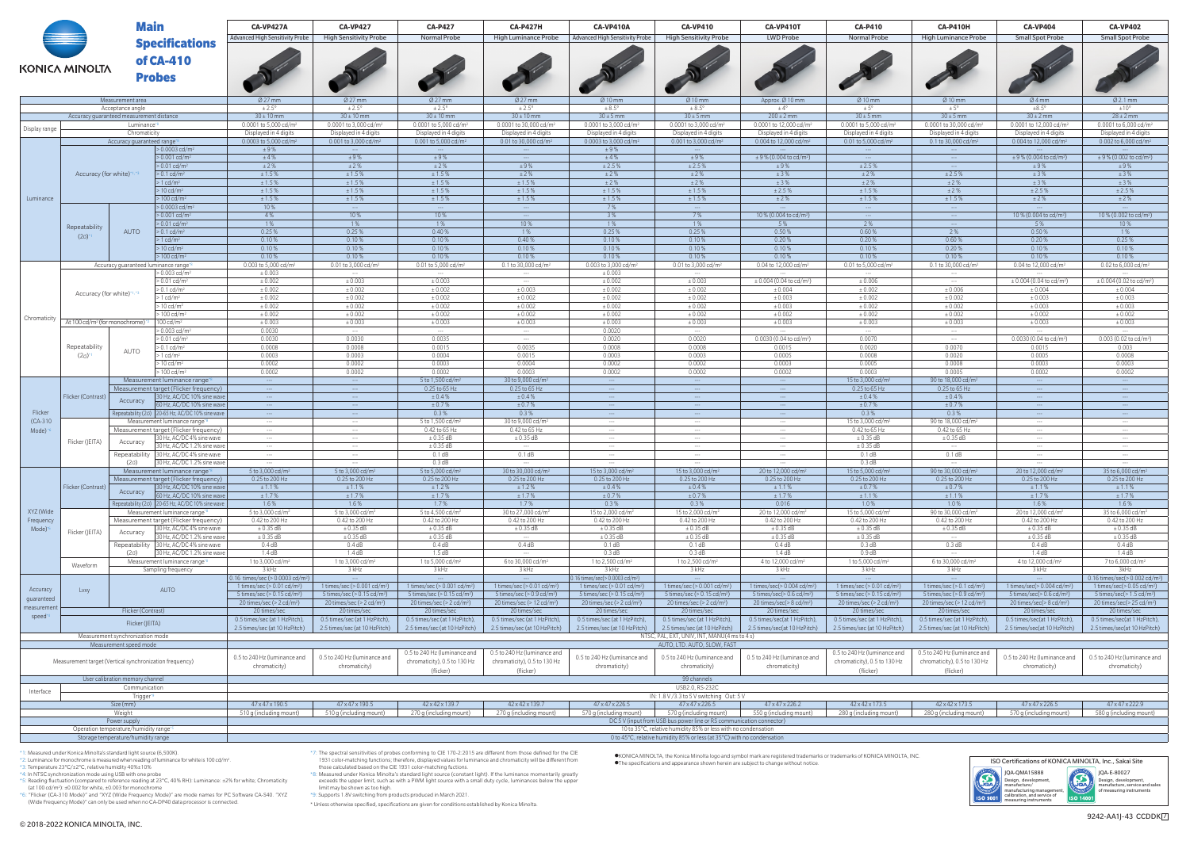# Main Specifications of CA-410 Probes

KONICA MINOLTA

| Category | Item | Condition | CA-VP427A | CA-VP427 | CA-P427 | CA-P427H | CA-VP410A | CA-VP410 | CA-VP410T | CA-P410 | CA-P410H | CA-VP404 | CA-VP402 |
|---|---|---|---|---|---|---|---|---|---|---|---|---|---|
| | | | Advanced High Sensitivity Probe | High Sensitivity Probe | Normal Probe | High Luminance Probe | Advanced High Sensitivity Probe | High Sensitivity Probe | LWD Probe | Normal Probe | High Luminance Probe | Small Spot Probe | Small Spot Probe |
| Measurement area | | | Ø27 mm | Ø27 mm | Ø27 mm | Ø27 mm | Ø10 mm | Ø10 mm | Approx. Ø10 mm | Ø10 mm | Ø10 mm | Ø4 mm | Ø2.1 mm |
| Acceptance angle | | | ±2.5° | ±2.5° | ±2.5° | ±2.5° | ±8.5° | ±8.5° | ±4° | ±5° | ±5° | ±8.5° | ±10° |
| Accuracy guaranteed measurement distance | | | 30 ± 10 mm | 30 ± 10 mm | 30 ± 10 mm | 30 ± 10 mm | 30 ± 5 mm | 30 ± 5 mm | 200 ± 2 mm | 30 ± 5 mm | 30 ± 5 mm | 30 ± 2 mm | 28 ± 2 mm |
| Display range | Luminance*1 | | 0.0001 to 5,000 cd/m² | 0.0001 to 3,000 cd/m² | 0.0001 to 5,000 cd/m² | 0.0001 to 30,000 cd/m² | 0.0001 to 3,000 cd/m² | 0.0001 to 3,000 cd/m² | 0.0001 to 12,000 cd/m² | 0.0001 to 5,000 cd/m² | 0.0001 to 30,000 cd/m² | 0.0001 to 12,000 cd/m² | 0.0001 to 6,000 cd/m² |
| Display range | Chromaticity | | Displayed in 4 digits | Displayed in 4 digits | Displayed in 4 digits | Displayed in 4 digits | Displayed in 4 digits | Displayed in 4 digits | Displayed in 4 digits | Displayed in 4 digits | Displayed in 4 digits | Displayed in 4 digits | Displayed in 4 digits |
| Luminance | Accuracy guaranteed range*6 | | 0.0003 to 5,000 cd/m² | 0.001 to 3,000 cd/m² | 0.001 to 5,000 cd/m² | 0.01 to 30,000 cd/m² | 0.0003 to 3,000 cd/m² | 0.001 to 3,000 cd/m² | 0.004 to 12,000 cd/m² | 0.01 to 5,000 cd/m² | 0.1 to 30,000 cd/m² | 0.004 to 12,000 cd/m² | 0.002 to 6,000 cd/m² |
| Luminance | Accuracy (for white)*1 *5 | > 0.0003 cd/m² | ± 9 % | --- | --- | --- | ± 9 % | --- | --- | --- | --- | --- | --- |
| Luminance | Accuracy (for white)*1 *5 | > 0.001 cd/m² | ± 4 % | ± 9 % | ± 9 % | --- | ± 4 % | ± 9 % | ± 9 % (0.004 to cd/m²) | --- | --- | ± 9 % (0.004 to cd/m²) | ± 9 % (0.002 to cd/m²) |
| Luminance | Accuracy (for white)*1 *5 | > 0.01 cd/m² | ± 2 % | ± 2 % | ± 2 % | ± 9 % | ± 2.5 % | ± 2.5 % | ± 9 % | ± 2.5 % | --- | ± 9 % | ± 9 % |
| Luminance | Accuracy (for white)*1 *5 | > 0.1 cd/m² | ± 1.5 % | ± 1.5 % | ± 1.5 % | ± 2 % | ± 2 % | ± 2 % | ± 3 % | ± 2 % | ± 2.5 % | ± 3 % | ± 3 % |
| Luminance | Accuracy (for white)*1 *5 | > 1 cd/m² | ± 1.5 % | ± 1.5 % | ± 1.5 % | ± 1.5 % | ± 2 % | ± 2 % | ± 3 % | ± 2 % | ± 2 % | ± 3 % | ± 3 % |
| Luminance | Accuracy (for white)*1 *5 | > 10 cd/m² | ± 1.5 % | ± 1.5 % | ± 1.5 % | ± 1.5 % | ± 1.5 % | ± 1.5 % | ± 2.5 % | ± 1.5 % | ± 2 % | ± 2.5 % | ± 2.5 % |
| Luminance | Accuracy (for white)*1 *5 | > 100 cd/m² | ± 1.5 % | ± 1.5 % | ± 1.5 % | ± 1.5 % | ± 1.5 % | ± 1.5 % | ± 2 % | ± 1.5 % | ± 1.5 % | ± 2 % | ± 2 % |
| Luminance | Repeatability (2σ)*1 AUTO | > 0.0003 cd/m² | 10 % | --- | --- | --- | 7 % | --- | --- | --- | --- | --- | --- |
| Luminance | Repeatability (2σ)*1 AUTO | > 0.001 cd/m² | 4 % | 10 % | 10 % | --- | 3 % | 7 % | 10 % (0.004 to cd/m²) | --- | --- | 10 % (0.004 to cd/m²) | 10 % (0.002 to cd/m²) |
| Luminance | Repeatability (2σ)*1 AUTO | > 0.01 cd/m² | 1 % | 1 % | 1 % | 10 % | 1 % | 1 % | 5 % | 2 % | --- | 5 % | 10 % |
| Luminance | Repeatability (2σ)*1 AUTO | > 0.1 cd/m² | 0.25 % | 0.25 % | 0.40 % | 1 % | 0.25 % | 0.25 % | 0.50 % | 0.60 % | 2 % | 0.50 % | 1 % |
| Luminance | Repeatability (2σ)*1 AUTO | > 1 cd/m² | 0.10 % | 0.10 % | 0.10 % | 0.40 % | 0.10 % | 0.10 % | 0.20 % | 0.20 % | 0.60 % | 0.20 % | 0.25 % |
| Luminance | Repeatability (2σ)*1 AUTO | > 10 cd/m² | 0.10 % | 0.10 % | 0.10 % | 0.10 % | 0.10 % | 0.10 % | 0.10 % | 0.10 % | 0.20 % | 0.10 % | 0.10 % |
| Luminance | Repeatability (2σ)*1 AUTO | > 100 cd/m² | 0.10 % | 0.10 % | 0.10 % | 0.10 % | 0.10 % | 0.10 % | 0.10 % | 0.10 % | 0.10 % | 0.10 % | 0.10 % |
| Chromaticity | Accuracy guaranteed luminance range*6 | | 0.003 to 5,000 cd/m² | 0.01 to 3,000 cd/m² | 0.01 to 5,000 cd/m² | 0.1 to 30,000 cd/m² | 0.003 to 3,000 cd/m² | 0.01 to 3,000 cd/m² | 0.04 to 12,000 cd/m² | 0.01 to 5,000 cd/m² | 0.1 to 30,000 cd/m² | 0.04 to 12,000 cd/m² | 0.02 to 6,000 cd/m² |
| Chromaticity | Accuracy (for white)*1 *5 | > 0.003 cd/m² | ± 0.003 | --- | --- | --- | ± 0.003 | --- | --- | --- | --- | --- | --- |
| Chromaticity | Accuracy (for white)*1 *5 | > 0.01 cd/m² | ± 0.002 | ± 0.003 | ± 0.003 | --- | ± 0.002 | ± 0.003 | ± 0.004 (0.04 to cd/m²) | ± 0.006 | --- | ± 0.004 (0.04 to cd/m²) | ± 0.004 (0.02 to cd/m²) |
| Chromaticity | Accuracy (for white)*1 *5 | > 0.1 cd/m² | ± 0.002 | ± 0.002 | ± 0.002 | ± 0.003 | ± 0.002 | ± 0.002 | ± 0.004 | ± 0.002 | ± 0.006 | ± 0.004 | ± 0.004 |
| Chromaticity | Accuracy (for white)*1 *5 | > 1 cd/m² | ± 0.002 | ± 0.002 | ± 0.002 | ± 0.002 | ± 0.002 | ± 0.002 | ± 0.003 | ± 0.002 | ± 0.002 | ± 0.003 | ± 0.003 |
| Chromaticity | Accuracy (for white)*1 *5 | > 10 cd/m² | ± 0.002 | ± 0.002 | ± 0.002 | ± 0.002 | ± 0.002 | ± 0.002 | ± 0.003 | ± 0.002 | ± 0.002 | ± 0.003 | ± 0.003 |
| Chromaticity | Accuracy (for white)*1 *5 | > 100 cd/m² | ± 0.002 | ± 0.002 | ± 0.002 | ± 0.002 | ± 0.002 | ± 0.002 | ± 0.002 | ± 0.002 | ± 0.002 | ± 0.002 | ± 0.002 |
| Chromaticity | At 100 cd/m² (for monochrome)*2 | 100 cd/m² | ± 0.003 | ± 0.003 | ± 0.003 | ± 0.003 | ± 0.003 | ± 0.003 | ± 0.003 | ± 0.003 | ± 0.003 | ± 0.003 | ± 0.003 |
| Chromaticity | Repeatability (2σ)*1 AUTO | > 0.003 cd/m² | 0.0030 | --- | --- | --- | 0.0020 | --- | --- | --- | --- | --- | --- |
| Chromaticity | Repeatability (2σ)*1 AUTO | > 0.01 cd/m² | 0.0030 | 0.0030 | 0.0035 | --- | 0.0020 | 0.0020 | 0.0030 (0.04 to cd/m²) | 0.0070 | --- | 0.0030 (0.04 to cd/m²) | 0.003 (0.02 to cd/m²) |
| Chromaticity | Repeatability (2σ)*1 AUTO | > 0.1 cd/m² | 0.0008 | 0.0008 | 0.0015 | 0.0035 | 0.0008 | 0.0008 | 0.0015 | 0.0020 | 0.0070 | 0.0015 | 0.003 |
| Chromaticity | Repeatability (2σ)*1 AUTO | > 1 cd/m² | 0.0003 | 0.0003 | 0.0004 | 0.0015 | 0.0003 | 0.0003 | 0.0005 | 0.0008 | 0.0020 | 0.0005 | 0.0008 |
| Chromaticity | Repeatability (2σ)*1 AUTO | > 10 cd/m² | 0.0002 | 0.0002 | 0.0003 | 0.0004 | 0.0002 | 0.0002 | 0.0003 | 0.0005 | 0.0008 | 0.0003 | 0.0003 |
| Chromaticity | Repeatability (2σ)*1 AUTO | > 100 cd/m² | 0.0002 | 0.0002 | 0.0002 | 0.0003 | 0.0002 | 0.0002 | 0.0002 | 0.0003 | 0.0005 | 0.0002 | 0.0002 |
| Flicker (CA-310 Mode)*6 | Flicker (Contrast) | Measurement luminance range*6 | --- | --- | 5 to 1,500 cd/m² | 30 to 9,000 cd/m² | --- | --- | --- | 15 to 3,000 cd/m² | 90 to 18,000 cd/m² | --- | --- |
| Flicker (CA-310 Mode)*6 | Flicker (Contrast) | Measurement target (Flicker frequency) | --- | --- | 0.25 to 65 Hz | 0.25 to 65 Hz | --- | --- | --- | 0.25 to 65 Hz | 0.25 to 65 Hz | --- | --- |
| Flicker (CA-310 Mode)*6 | Flicker (Contrast) Accuracy | 30 Hz, AC/DC 10% sine wave | --- | --- | ± 0.4 % | ± 0.4 % | --- | --- | --- | ± 0.4 % | ± 0.4 % | --- | --- |
| Flicker (CA-310 Mode)*6 | Flicker (Contrast) Accuracy | 60 Hz, AC/DC 10% sine wave | --- | --- | ± 0.7 % | ± 0.7 % | --- | --- | --- | ± 0.7 % | ± 0.7 % | --- | --- |
| Flicker (CA-310 Mode)*6 | Flicker (Contrast) Repeatability (2σ) | 20 Hz, AC/DC 10% sine wave | --- | --- | 0.3 % | 0.3 % | --- | --- | --- | 0.3 % | 0.3 % | --- | --- |
| Flicker (CA-310 Mode)*6 | Flicker (JEITA) | Measurement luminance range*6 | --- | --- | 5 to 1,500 cd/m² | 30 to 9,000 cd/m² | --- | --- | --- | 15 to 3,000 cd/m² | 90 to 18,000 cd/m² | --- | --- |
| Flicker (CA-310 Mode)*6 | Flicker (JEITA) | Measurement target (Flicker frequency) | --- | --- | 0.42 to 65 Hz | 0.42 to 65 Hz | --- | --- | --- | 0.42 to 65 Hz | 0.42 to 65 Hz | --- | --- |
| Flicker (CA-310 Mode)*6 | Flicker (JEITA) Accuracy | 30 Hz, AC/DC 4% sine wave | --- | --- | ± 0.35 dB | ± 0.35 dB | --- | --- | --- | ± 0.35 dB | ± 0.35 dB | --- | --- |
| Flicker (CA-310 Mode)*6 | Flicker (JEITA) Accuracy | 30 Hz, AC/DC 1.2% sine wave | --- | --- | ± 0.35 dB | --- | --- | --- | --- | ± 0.35 dB | --- | --- | --- |
| Flicker (CA-310 Mode)*6 | Flicker (JEITA) Repeatability (2σ) | 30 Hz, AC/DC 4% sine wave | --- | --- | 0.1 dB | 0.1 dB | --- | --- | --- | 0.1 dB | 0.1 dB | --- | --- |
| Flicker (CA-310 Mode)*6 | Flicker (JEITA) Repeatability (2σ) | 30 Hz, AC/DC 1.2% sine wave | --- | --- | 0.3 dB | --- | --- | --- | --- | 0.3 dB | --- | --- | --- |
| XYZ (Wide Frequency Mode)*6 | Flicker (Contrast) | Measurement luminance range*6 | 5 to 3,000 cd/m² | 5 to 3,000 cd/m² | 5 to 5,000 cd/m² | 30 to 30,000 cd/m² | 15 to 3,000 cd/m² | 15 to 3,000 cd/m² | 20 to 12,000 cd/m² | 15 to 5,000 cd/m² | 90 to 30,000 cd/m² | 20 to 12,000 cd/m² | 35 to 6,000 cd/m² |
| XYZ (Wide Frequency Mode)*6 | Flicker (Contrast) | Measurement target (Flicker frequency) | 0.25 to 200 Hz | 0.25 to 200 Hz | 0.25 to 200 Hz | 0.25 to 200 Hz | 0.25 to 200 Hz | 0.25 to 200 Hz | 0.25 to 200 Hz | 0.25 to 200 Hz | 0.25 to 200 Hz | 0.25 to 200 Hz | 0.25 to 200 Hz |
| XYZ (Wide Frequency Mode)*6 | Flicker (Contrast) Accuracy | 30 Hz, AC/DC 10% sine wave | ± 1.1 % | ± 1.1 % | ± 1.2 % | ± 1.2 % | ± 0.4 % | ± 0.4 % | ± 1.1 % | ± 0.7 % | ± 0.7 % | ± 1.1 % | ± 1.1 % |
| XYZ (Wide Frequency Mode)*6 | Flicker (Contrast) Accuracy | 60 Hz, AC/DC 10% sine wave | ± 1.7 % | ± 1.7 % | ± 1.7 % | ± 1.7 % | ± 0.7 % | ± 0.7 % | ± 1.7 % | ± 1.1 % | ± 1.1 % | ± 1.7 % | ± 1.7 % |
| XYZ (Wide Frequency Mode)*6 | Flicker (Contrast) Repeatability (2σ) | 20 Hz, AC/DC 10% sine wave | 1.6 % | 1.6 % | 1.7 % | 1.7 % | 0.3 % | 0.3 % | 0.016 | 1.0 % | 1.0 % | 1.6 % | 1.6 % |
| XYZ (Wide Frequency Mode)*6 | Flicker (JEITA) | Measurement luminance range*6 | 5 to 3,000 cd/m² | 5 to 3,000 cd/m² | 5 to 4,500 cd/m² | 30 to 27,000 cd/m² | 15 to 2,000 cd/m² | 15 to 2,000 cd/m² | 20 to 12,000 cd/m² | 15 to 5,000 cd/m² | 90 to 30,000 cd/m² | 20 to 12,000 cd/m² | 35 to 6,000 cd/m² |
| XYZ (Wide Frequency Mode)*6 | Flicker (JEITA) | Measurement target (Flicker frequency) | 0.42 to 200 Hz | 0.42 to 200 Hz | 0.42 to 200 Hz | 0.42 to 200 Hz | 0.42 to 200 Hz | 0.42 to 200 Hz | 0.42 to 200 Hz | 0.42 to 200 Hz | 0.42 to 200 Hz | 0.42 to 200 Hz | 0.42 to 200 Hz |
| XYZ (Wide Frequency Mode)*6 | Flicker (JEITA) Accuracy | 30 Hz, AC/DC 4% sine wave | ± 0.35 dB | ± 0.35 dB | ± 0.35 dB | ± 0.35 dB | ± 0.35 dB | ± 0.35 dB | ± 0.35 dB | ± 0.35 dB | ± 0.35 dB | ± 0.35 dB | ± 0.35 dB |
| XYZ (Wide Frequency Mode)*6 | Flicker (JEITA) Accuracy | 30 Hz, AC/DC 1.2% sine wave | ± 0.35 dB | ± 0.35 dB | ± 0.35 dB | --- | ± 0.35 dB | ± 0.35 dB | ± 0.35 dB | ± 0.35 dB | --- | ± 0.35 dB | ± 0.35 dB |
| XYZ (Wide Frequency Mode)*6 | Flicker (JEITA) Repeatability (2σ) | 30 Hz, AC/DC 4% sine wave | 0.4 dB | 0.4 dB | 0.4 dB | 0.4 dB | 0.1 dB | 0.1 dB | 0.4 dB | 0.3 dB | 0.3 dB | 0.4 dB | 0.4 dB |
| XYZ (Wide Frequency Mode)*6 | Flicker (JEITA) Repeatability (2σ) | 30 Hz, AC/DC 1.2% sine wave | 1.4 dB | 1.4 dB | 1.5 dB | --- | 0.3 dB | 0.3 dB | 1.4 dB | 0.9 dB | --- | 1.4 dB | 1.4 dB |
| XYZ (Wide Frequency Mode)*6 | Waveform | Measurement luminance range*6 | 1 to 3,000 cd/m² | 1 to 3,000 cd/m² | 1 to 5,000 cd/m² | 6 to 30,000 cd/m² | 1 to 2,500 cd/m² | 1 to 2,500 cd/m² | 4 to 12,000 cd/m² | 1 to 5,000 cd/m² | 6 to 30,000 cd/m² | 4 to 12,000 cd/m² | 7 to 6,000 cd/m² |
| XYZ (Wide Frequency Mode)*6 | Waveform | Sampling frequency | 3 kHz | 3 kHz | 3 kHz | 3 kHz | 3 kHz | 3 kHz | 3 kHz | 3 kHz | 3 kHz | 3 kHz | 3 kHz |
| Accuracy guaranteed measurement speed*4 | Lvxy | AUTO | 0.16 times/sec (> 0.0003 cd/m²) | --- | --- | --- | 0.16 times/sec (> 0.0003 cd/m²) | --- | --- | --- | --- | --- | 0.16 times/sec (> 0.002 cd/m²) |
| Accuracy guaranteed measurement speed*4 | Lvxy | AUTO | 1 times/sec (> 0.01 cd/m²) | 1 times/sec (> 0.001 cd/m²) | 1 times/sec (> 0.001 cd/m²) | 1 times/sec (> 0.01 cd/m²) | 1 times/sec (> 0.01 cd/m²) | 1 times/sec (> 0.001 cd/m²) | 1 times/sec (> 0.004 cd/m²) | 1 times/sec (> 0.01 cd/m²) | 1 times/sec (> 0.1 cd/m²) | 1 times/sec (> 0.004 cd/m²) | 1 times/sec (> 0.05 cd/m²) |
| Accuracy guaranteed measurement speed*4 | Lvxy | AUTO | 5 times/sec (> 0.15 cd/m²) | 5 times/sec (> 0.15 cd/m²) | 5 times/sec (> 0.15 cd/m²) | 5 times/sec (> 0.9 cd/m²) | 5 times/sec (> 0.15 cd/m²) | 5 times/sec (> 0.15 cd/m²) | 5 times/sec (> 0.6 cd/m²) | 5 times/sec (> 0.15 cd/m²) | 5 times/sec (> 0.9 cd/m²) | 5 times/sec (> 0.6 cd/m²) | 5 times/sec (> 1.5 cd/m²) |
| Accuracy guaranteed measurement speed*4 | Lvxy | AUTO | 20 times/sec (> 2 cd/m²) | 20 times/sec (> 2 cd/m²) | 20 times/sec (> 2 cd/m²) | 20 times/sec (> 12 cd/m²) | 20 times/sec (> 2 cd/m²) | 20 times/sec (> 2 cd/m²) | 20 times/sec (> 8 cd/m²) | 20 times/sec (> 2 cd/m²) | 20 times/sec (> 12 cd/m²) | 20 times/sec (> 8 cd/m²) | 20 times/sec (> 25 cd/m²) |
| Accuracy guaranteed measurement speed*4 | Flicker (Contrast) | | 20 times/sec | 20 times/sec | 20 times/sec | 20 times/sec | 20 times/sec | 20 times/sec | 20 times/sec | 20 times/sec | 20 times/sec | 20 times/sec | 20 times/sec |
| Accuracy guaranteed measurement speed*4 | Flicker (JEITA) | | 0.5 times/sec (at 1 HzPitch), 2.5 times/sec (at 10 HzPitch) | 0.5 times/sec (at 1 HzPitch), 2.5 times/sec (at 10 HzPitch) | 0.5 times/sec (at 1 HzPitch), 2.5 times/sec (at 10 HzPitch) | 0.5 times/sec (at 1 HzPitch), 2.5 times/sec (at 10 HzPitch) | 0.5 times/sec (at 1 HzPitch), 2.5 times/sec (at 10 HzPitch) | 0.5 times/sec (at 1 HzPitch), 2.5 times/sec (at 10 HzPitch) | 0.5 times/sec (at 1 HzPitch), 2.5 times/sec (at 10 HzPitch) | 0.5 times/sec (at 1 HzPitch), 2.5 times/sec (at 10 HzPitch) | 0.5 times/sec (at 1 HzPitch), 2.5 times/sec (at 10 HzPitch) | 0.5 times/sec (at 1 HzPitch), 2.5 times/sec (at 10 HzPitch) | 0.5 times/sec (at 1 HzPitch), 2.5 times/sec (at 10 HzPitch) |
| Measurement synchronization mode | | | NTSC, PAL, EXT, UNIV, INT, MANU (4 ms to 4 s) | | | | | | | | | | |
| Measurement speed mode | | | AUTO, LTD. AUTO, SLOW, FAST | | | | | | | | | | |
| Measurement target (Vertical synchronization frequency) | | | 0.5 to 240 Hz (luminance and chromaticity) | 0.5 to 240 Hz (luminance and chromaticity) | 0.5 to 240 Hz (luminance and chromaticity), 0.5 to 130 Hz (flicker) | 0.5 to 240 Hz (luminance and chromaticity), 0.5 to 130 Hz (flicker) | 0.5 to 240 Hz (luminance and chromaticity) | 0.5 to 240 Hz (luminance and chromaticity) | 0.5 to 240 Hz (luminance and chromaticity) | 0.5 to 240 Hz (luminance and chromaticity), 0.5 to 130 Hz (flicker) | 0.5 to 240 Hz (luminance and chromaticity), 0.5 to 130 Hz (flicker) | 0.5 to 240 Hz (luminance and chromaticity) | 0.5 to 240 Hz (luminance and chromaticity) |
| User calibration memory channel | | | 99 channels | | | | | | | | | | |
| Interface | Communication | | USB2.0, RS-232C | | | | | | | | | | |
| Interface | Trigger*9 | | IN: 1.8 V/3.3 to 5 V switching OUT: 5 V | | | | | | | | | | |
| Size (mm) | | | 47 x 47 x 190.5 | 47 x 47 x 190.5 | 42 x 42 x 139.7 | 42 x 42 x 139.7 | 47 x 47 x 226.5 | 47 x 47 x 226.5 | 47 x 47 x 226.2 | 42 x 42 x 173.5 | 42 x 42 x 173.5 | 47 x 47 x 226.5 | 47 x 47 x 222.9 |
| Weight | | | 510 g (including mount) | 510 g (including mount) | 270 g (including mount) | 270 g (including mount) | 570 g (including mount) | 570 g (including mount) | 550 g (including mount) | 280 g (including mount) | 280 g (including mount) | 570 g (including mount) | 580 g (including mount) |
| Power supply | | | DC 5 V (input from USB bus power line or RS communication connector) | | | | | | | | | | |
| Operation temperature/humidity range*8 | | | 10 to 35°C, relative humidity 85% or less with no condensation | | | | | | | | | | |
| Storage temperature/humidity range | | | 0 to 45°C, relative humidity 85% or less (at 35°C) with no condensation | | | | | | | | | | |

*1: Measured under Konica Minolta's standard light source (6,500K).
*2: Luminance for monochrome is measured when reading of luminance for white is 100 cd/m².
*3: Temperature 23°C±2°C, relative humidity 40%±10%
*4: In NTSC synchronization mode using USB with one probe
*5: Reading fluctuation (compared to reference reading at 23°C, 40% RH): Luminance: ±2% for white; Chromaticity (at 100 cd/m²): ±0.002 for white, ±0.003 for monochrome
*6: "Flicker (CA-310 Mode)" and "XYZ (Wide Frequency Mode)" are mode names for PC Software CA-S40. "XYZ (Wide Frequency Mode)" can only be used when no CA-DP40 data processor is connected.
*7: The spectral sensitivities of probes conforming to CIE 170-2:2015 are different from those defined for the CIE 1931 color-matching functions; therefore, displayed values for luminance and chromaticity will be different from those calculated based on the CIE 1931 color-matching fuctions.
*8: Measured under Konica Minolta's standard light source (constant light). If the luminance momentarily greatly exceeds the upper limit, such as with a PWM light source with a small duty cycle, luminances below the upper limit may be shown as too high.
*9: Supports 1.8V switching from products produced in March 2021.
* Unless otherwise specified, specifications are given for conditions established by Konica Minolta.

●KONICA MINOLTA, the Konica Minolta logo and symbol mark are registered trademarks or trademarks of KONICA MINOLTA, INC.
●The specifications and appearance shown herein are subject to change without notice.

ISO Certifications of KONICA MINOLTA, Inc., Sakai Site

JQA-QMA15888 — Design, development, manufacture/manufacturing management, calibration, and service of measuring instruments (ISO 9001)

JQA-E-80027 — Design, development, manufacture, service and sales of measuring instruments (ISO 14001)

© 2018-2022 KONICA MINOLTA, INC.

9242-AA1J-43 CCDDK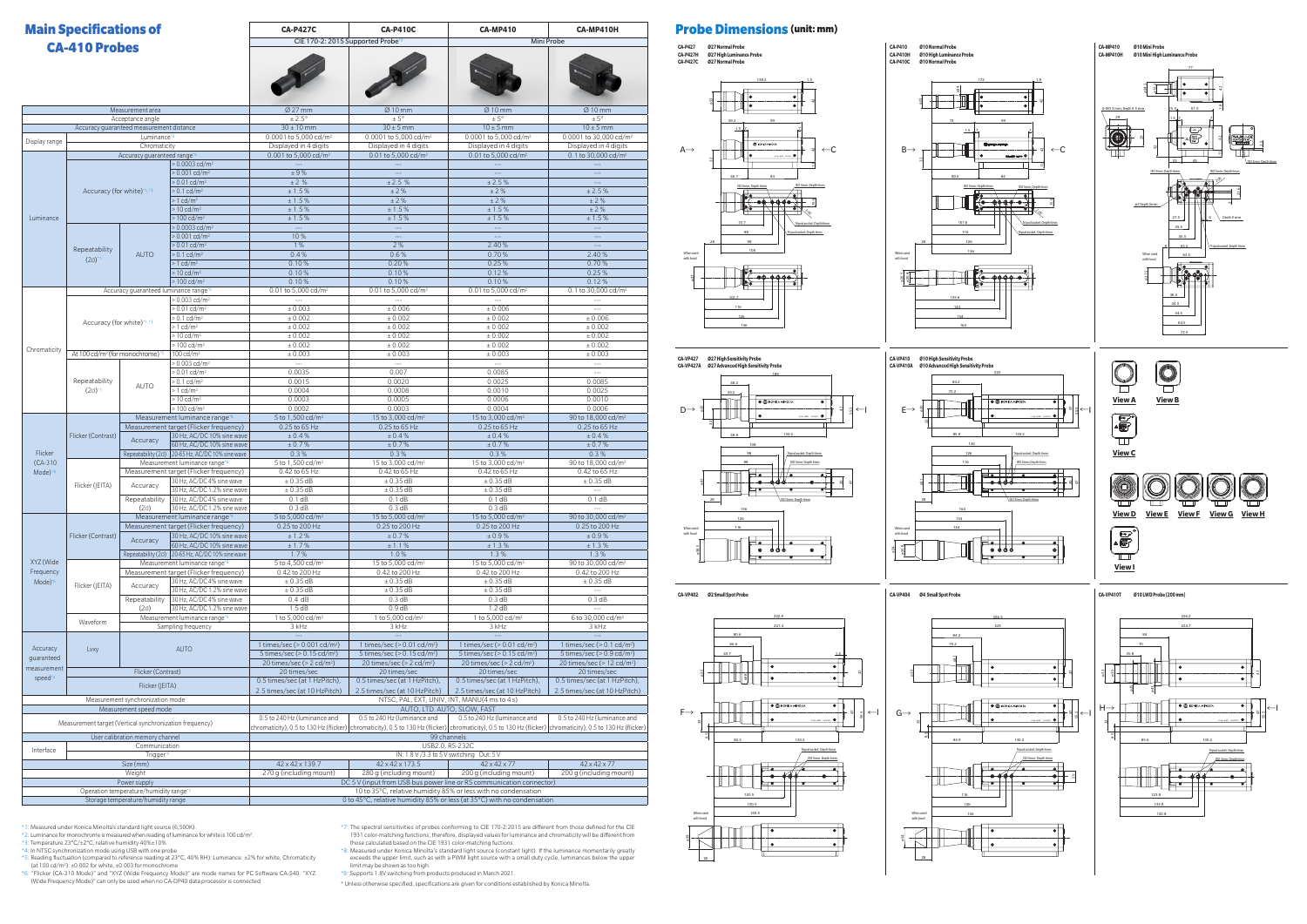# Main Specifications of CA-410 Probes

| | | | | CA-P427C | CA-P410C | CA-MP410 | CA-MP410H |
|---|---|---|---|---|---|---|---|
| | | | | CIE 170-2: 2015 Supported Probe*7 | | Mini Probe | |
| Measurement area | | | | Ø 27 mm | Ø 10 mm | Ø 10 mm | Ø 10 mm |
| Acceptance angle | | | | ± 2.5° | ± 5° | ± 5° | ± 5° |
| Accuracy guaranteed measurement distance | | | | 30 ± 10 mm | 30 ± 5 mm | 10 ± 5 mm | 10 ± 5 mm |
| Display range | Luminance*2 | | | 0.0001 to 5,000 cd/m² | 0.0001 to 5,000 cd/m² | 0.0001 to 5,000 cd/m² | 0.0001 to 30,000 cd/m² |
| | Chromaticity | | | Displayed in 4 digits | Displayed in 4 digits | Displayed in 4 digits | Displayed in 4 digits |
| Luminance | Accuracy guaranteed range*8 | | | 0.001 to 5,000 cd/m² | 0.01 to 5,000 cd/m² | 0.01 to 5,000 cd/m² | 0.1 to 30,000 cd/m² |
| | Accuracy (for white)*1, *3 | | > 0.0003 cd/m² | --- | --- | --- | --- |
| | | | > 0.001 cd/m² | ± 9 % | --- | --- | --- |
| | | | > 0.01 cd/m² | ± 2 % | ± 2.5 % | ± 2.5 % | --- |
| | | | > 0.1 cd/m² | ± 1.5 % | ± 2 % | ± 2 % | ± 2.5 % |
| | | | > 1 cd/m² | ± 1.5 % | ± 2 % | ± 2 % | ± 2 % |
| | | | > 10 cd/m² | ± 1.5 % | ± 1.5 % | ± 1.5 % | ± 2 % |
| | | | > 100 cd/m² | ± 1.5 % | ± 1.5 % | ± 1.5 % | ± 1.5 % |
| | Repeatability (2σ)*1 | AUTO | > 0.0003 cd/m² | --- | --- | --- | --- |
| | | | > 0.001 cd/m² | 10 % | --- | --- | --- |
| | | | > 0.01 cd/m² | 1 % | 2 % | 2.40 % | --- |
| | | | > 0.1 cd/m² | 0.4 % | 0.6 % | 0.70 % | 2.40 % |
| | | | > 1 cd/m² | 0.10 % | 0.20 % | 0.25 % | 0.70 % |
| | | | > 10 cd/m² | 0.10 % | 0.10 % | 0.12 % | 0.25 % |
| | | | > 100 cd/m² | 0.10 % | 0.10 % | 0.10 % | 0.12 % |
| Chromaticity | Accuracy guaranteed luminance range*8 | | | 0.01 to 5,000 cd/m² | 0.01 to 5,000 cd/m² | 0.01 to 5,000 cd/m² | 0.1 to 30,000 cd/m² |
| | Accuracy (for white)*1, *3 | | > 0.003 cd/m² | --- | --- | --- | --- |
| | | | > 0.01 cd/m² | ± 0.003 | ± 0.006 | ± 0.006 | --- |
| | | | > 0.1 cd/m² | ± 0.002 | ± 0.002 | ± 0.002 | ± 0.006 |
| | | | > 1 cd/m² | ± 0.002 | ± 0.002 | ± 0.002 | ± 0.002 |
| | | | > 10 cd/m² | ± 0.002 | ± 0.002 | ± 0.002 | ± 0.002 |
| | | | > 100 cd/m² | ± 0.002 | ± 0.002 | ± 0.002 | ± 0.002 |
| | At 100 cd/m² (for monochrome)*3 | | 100 cd/m² | ± 0.003 | ± 0.003 | ± 0.003 | ± 0.003 |
| | Repeatability (2σ)*1 | AUTO | > 0.003 cd/m² | --- | --- | --- | --- |
| | | | > 0.01 cd/m² | 0.0035 | 0.007 | 0.0085 | --- |
| | | | > 0.1 cd/m² | 0.0015 | 0.0020 | 0.0025 | 0.0085 |
| | | | > 1 cd/m² | 0.0004 | 0.0008 | 0.0010 | 0.0025 |
| | | | > 10 cd/m² | 0.0003 | 0.0005 | 0.0006 | 0.0010 |
| | | | > 100 cd/m² | 0.0002 | 0.0003 | 0.0004 | 0.0006 |
| Flicker (CA-310 Mode)*6 | Flicker (Contrast) | Measurement luminance range*8 | | 5 to 1,500 cd/m² | 15 to 3,000 cd/m² | 15 to 3,000 cd/m² | 90 to 18,000 cd/m² |
| | | Measurement target (Flicker frequency) | | 0.25 to 65 Hz | 0.25 to 65 Hz | 0.25 to 65 Hz | 0.25 to 65 Hz |
| | | Accuracy | 30 Hz, AC/DC 10% sine wave | ± 0.4 % | ± 0.4 % | ± 0.4 % | ± 0.4 % |
| | | | 60 Hz, AC/DC 10% sine wave | ± 0.7 % | ± 0.7 % | ± 0.7 % | ± 0.7 % |
| | | Repeatability (2σ) | 20-65 Hz, AC/DC 10% sine wave | 0.3 % | 0.3 % | 0.3 % | 0.3 % |
| | Flicker (JEITA) | Measurement luminance range*8 | | 5 to 1,500 cd/m² | 15 to 3,000 cd/m² | 15 to 3,000 cd/m² | 90 to 18,000 cd/m² |
| | | Measurement target (Flicker frequency) | | 0.42 to 65 Hz | 0.42 to 65 Hz | 0.42 to 65 Hz | 0.42 to 65 Hz |
| | | Accuracy | 30 Hz, AC/DC 4% sine wave | ± 0.35 dB | ± 0.35 dB | ± 0.35 dB | ± 0.35 dB |
| | | | 30 Hz, AC/DC 1.2% sine wave | ± 0.35 dB | ± 0.35 dB | ± 0.35 dB | --- |
| | | Repeatability (2σ) | 30 Hz, AC/DC 4% sine wave | 0.1 dB | 0.1 dB | 0.1 dB | 0.1 dB |
| | | | 30 Hz, AC/DC 1.2% sine wave | 0.3 dB | 0.3 dB | 0.3 dB | --- |
| XYZ (Wide Frequency Mode)*6 | Flicker (Contrast) | Measurement luminance range*8 | | 5 to 5,000 cd/m² | 15 to 5,000 cd/m² | 15 to 5,000 cd/m² | 90 to 30,000 cd/m² |
| | | Measurement target (Flicker frequency) | | 0.25 to 200 Hz | 0.25 to 200 Hz | 0.25 to 200 Hz | 0.25 to 200 Hz |
| | | Accuracy | 30 Hz, AC/DC 10% sine wave | ± 1.2 % | ± 0.7 % | ± 0.9 % | ± 0.9 % |
| | | | 60 Hz, AC/DC 10% sine wave | ± 1.7 % | ± 1.1 % | ± 1.3 % | ± 1.3 % |
| | | Repeatability (2σ) | 20-65 Hz, AC/DC 10% sine wave | 1.7 % | 1.0 % | 1.3 % | 1.3 % |
| | Flicker (JEITA) | Measurement luminance range*8 | | 5 to 4,500 cd/m² | 15 to 5,000 cd/m² | 15 to 5,000 cd/m² | 90 to 30,000 cd/m² |
| | | Measurement target (Flicker frequency) | | 0.42 to 200 Hz | 0.42 to 200 Hz | 0.42 to 200 Hz | 0.42 to 200 Hz |
| | | Accuracy | 30 Hz, AC/DC 4% sine wave | ± 0.35 dB | ± 0.35 dB | ± 0.35 dB | ± 0.35 dB |
| | | | 30 Hz, AC/DC 1.2% sine wave | ± 0.35 dB | ± 0.35 dB | ± 0.35 dB | --- |
| | | Repeatability (2σ) | 30 Hz, AC/DC 4% sine wave | 0.4 dB | 0.3 dB | 0.3 dB | 0.3 dB |
| | | | 30 Hz, AC/DC 1.2% sine wave | 1.5 dB | 0.9 dB | 1.2 dB | --- |
| | Waveform | Measurement luminance range*8 | | 1 to 5,000 cd/m² | 1 to 5,000 cd/m² | 1 to 5,000 cd/m² | 6 to 30,000 cd/m² |
| | | Sampling frequency | | 3 kHz | 3 kHz | 3 kHz | 3 kHz |
| Accuracy guaranteed measurement speed*4 | Lvxy | AUTO | | --- | --- | --- | --- |
| | | | | 1 times/sec (> 0.001 cd/m²) | 1 times/sec (> 0.01 cd/m²) | 1 times/sec (> 0.01 cd/m²) | 1 times/sec (> 0.1 cd/m²) |
| | | | | 5 times/sec (> 0.15 cd/m²) | 5 times/sec (> 0.15 cd/m²) | 5 times/sec (> 0.15 cd/m²) | 5 times/sec (> 0.9 cd/m²) |
| | | | | 20 times/sec (> 2 cd/m²) | 20 times/sec (> 2 cd/m²) | 20 times/sec (> 2 cd/m²) | 20 times/sec (> 12 cd/m²) |
| | Flicker (Contrast) | | | 20 times/sec | 20 times/sec | 20 times/sec | 20 times/sec |
| | Flicker (JEITA) | | | 0.5 times/sec (at 1 HzPitch), 2.5 times/sec (at 10 HzPitch) | 0.5 times/sec (at 1 HzPitch), 2.5 times/sec (at 10 HzPitch) | 0.5 times/sec (at 1 HzPitch), 2.5 times/sec (at 10 HzPitch) | 0.5 times/sec (at 1 HzPitch), 2.5 times/sec (at 10 HzPitch) |
| Measurement synchronization mode | | | | NTSC, PAL, EXT, UNIV, INT, MANU(4 ms to 4 s) | | | |
| Measurement speed mode | | | | AUTO, LTD. AUTO, SLOW, FAST | | | |
| Measurement target (Vertical synchronization frequency) | | | | 0.5 to 240 Hz (luminance and chromaticity), 0.5 to 130 Hz (flicker) | 0.5 to 240 Hz (luminance and chromaticity), 0.5 to 130 Hz (flicker) | 0.5 to 240 Hz (luminance and chromaticity), 0.5 to 130 Hz (flicker) | 0.5 to 240 Hz (luminance and chromaticity), 0.5 to 130 Hz (flicker) |
| User calibration memory channel | | | | 99 channels | | | |
| Interface | Communication | | | USB2.0, RS-232C | | | |
| | Trigger*9 | | | IN: 1.8 V/3.3 to 5 V switching Out: 5 V | | | |
| Size (mm) | | | | 42 x 42 x 139.7 | 42 x 42 x 173.5 | 42 x 42 x 77 | 42 x 42 x 77 |
| Weight | | | | 270 g (including mount) | 280 g (including mount) | 200 g (including mount) | 200 g (including mount) |
| Power supply | | | | DC 5 V (input from USB bus power line or RS communication connector) | | | |
| Operation temperature/humidity range*1 | | | | 10 to 35°C, relative humidity 85% or less with no condensation | | | |
| Storage temperature/humidity range | | | | 0 to 45°C, relative humidity 85% or less (at 35°C) with no condensation | | | |

*1: Measured under Konica Minolta's standard light source (6,500K).
*2: Luminance for monochrome is measured when reading of luminance for white is 100 cd/m².
*3: Temperature 23°C±2°C, relative humidity 40%±10%
*4: In NTSC synchronization mode using USB with one probe
*5: Reading fluctuation (compared to reference reading at 23°C, 40% RH): Luminance: ±2% for white; Chromaticity (at 100 cd/m²): ±0.002 for white, ±0.003 for monochrome
*6: "Flicker (CA-310 Mode)" and "XYZ (Wide Frequency Mode)" are mode names for PC Software CA-S40. "XYZ (Wide Frequency Mode)" can only be used when no CA-DP40 data processor is connected.
*7: The spectral sensitivities of probes conforming to CIE 170-2:2015 are different from those defined for the CIE 1931 color-matching functions; therefore, displayed values for luminance and chromaticity will be different from those calculated based on the CIE 1931 color-matching fuctions.
*8: Measured under Konica Minolta's standard light source (constant light). If the luminance momentarily greatly exceeds the upper limit, such as with a PWM light source with a small duty cycle, luminances below the upper limit may be shown as too high.
*9: Supports 1.8V switching from products produced in March 2021.
* Unless otherwise specified, specifications are given for conditions established by Konica Minolta.

# Probe Dimensions (unit: mm)

CA-P427 Ø27 Normal Probe
CA-P427H Ø27 High Luminance Probe
CA-P427C Ø27 Normal Probe

CA-P410 Ø10 Normal Probe
CA-P410H Ø10 High Luminance Probe
CA-P410C Ø10 Normal Probe

CA-MP410 Ø10 Mini Probe
CA-MP410H Ø10 Mini High Luminance Probe

CA-VP427 Ø27 High Sensitivity Probe
CA-VP427A Ø27 Advanced High Sensitivity Probe

CA-VP410 Ø10 High Sensitivity Probe
CA-VP410A Ø10 Advanced High Sensitivity Probe

View A View B View C View D View E View F View G View H View I

CA-VP402 Ø2 Small Spot Probe

CA-VP404 Ø4 Small Spot Probe

CA-VP410T Ø10 LWD Probe (200 mm)